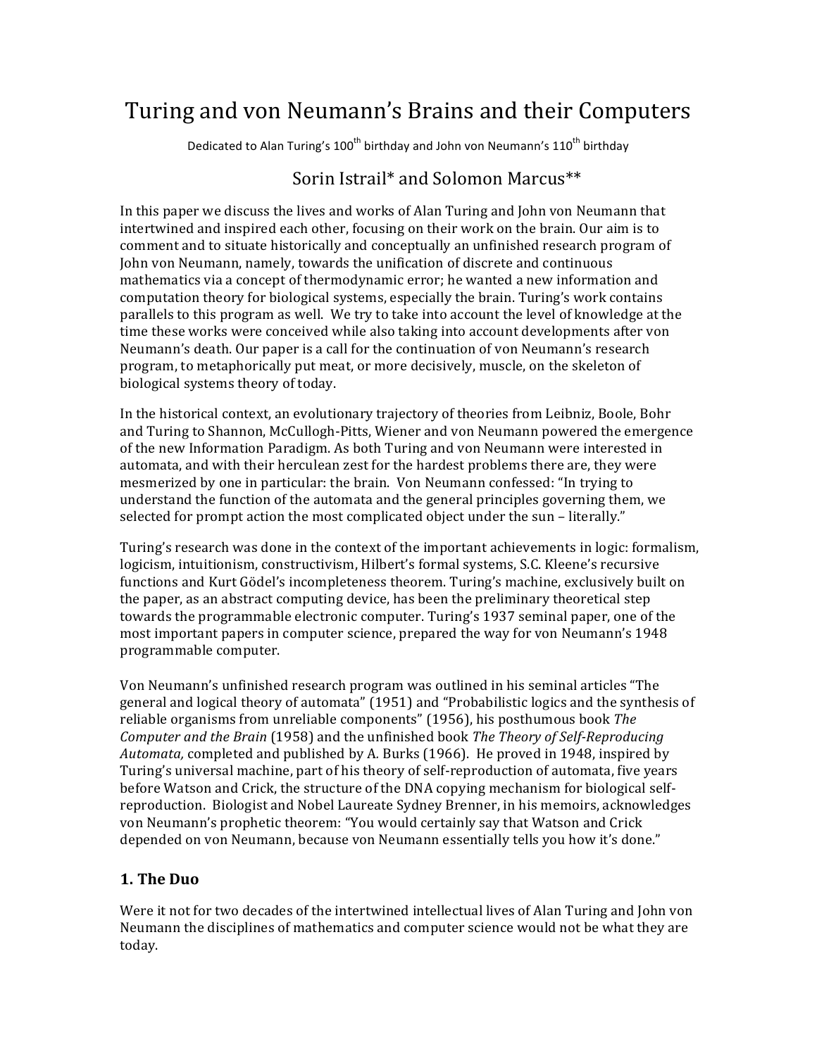# Turing and von Neumann's Brains and their Computers

Dedicated to Alan Turing's 100$^{th}$ birthday and John von Neumann's 110$^{th}$ birthday

Sorin Istrail* and Solomon Marcus**

In this paper we discuss the lives and works of Alan Turing and John von Neumann that intertwined and inspired each other, focusing on their work on the brain. Our aim is to comment and to situate historically and conceptually an unfinished research program of John von Neumann, namely, towards the unification of discrete and continuous mathematics via a concept of thermodynamic error; he wanted a new information and computation theory for biological systems, especially the brain. Turing's work contains parallels to this program as well. We try to take into account the level of knowledge at the time these works were conceived while also taking into account developments after von Neumann's death. Our paper is a call for the continuation of von Neumann's research program, to metaphorically put meat, or more decisively, muscle, on the skeleton of biological systems theory of today.

In the historical context, an evolutionary trajectory of theories from Leibniz, Boole, Bohr and Turing to Shannon, McCullogh-Pitts, Wiener and von Neumann powered the emergence of the new Information Paradigm. As both Turing and von Neumann were interested in automata, and with their herculean zest for the hardest problems there are, they were mesmerized by one in particular: the brain. Von Neumann confessed: "In trying to understand the function of the automata and the general principles governing them, we selected for prompt action the most complicated object under the sun – literally."

Turing's research was done in the context of the important achievements in logic: formalism, logicism, intuitionism, constructivism, Hilbert's formal systems, S.C. Kleene's recursive functions and Kurt Gödel's incompleteness theorem. Turing's machine, exclusively built on the paper, as an abstract computing device, has been the preliminary theoretical step towards the programmable electronic computer. Turing's 1937 seminal paper, one of the most important papers in computer science, prepared the way for von Neumann's 1948 programmable computer.

Von Neumann's unfinished research program was outlined in his seminal articles "The general and logical theory of automata" (1951) and "Probabilistic logics and the synthesis of reliable organisms from unreliable components" (1956), his posthumous book *The Computer and the Brain* (1958) and the unfinished book *The Theory of Self-Reproducing Automata,* completed and published by A. Burks (1966). He proved in 1948, inspired by Turing's universal machine, part of his theory of self-reproduction of automata, five years before Watson and Crick, the structure of the DNA copying mechanism for biological self-reproduction. Biologist and Nobel Laureate Sydney Brenner, in his memoirs, acknowledges von Neumann's prophetic theorem: "You would certainly say that Watson and Crick depended on von Neumann, because von Neumann essentially tells you how it's done."

## 1. The Duo

Were it not for two decades of the intertwined intellectual lives of Alan Turing and John von Neumann the disciplines of mathematics and computer science would not be what they are today.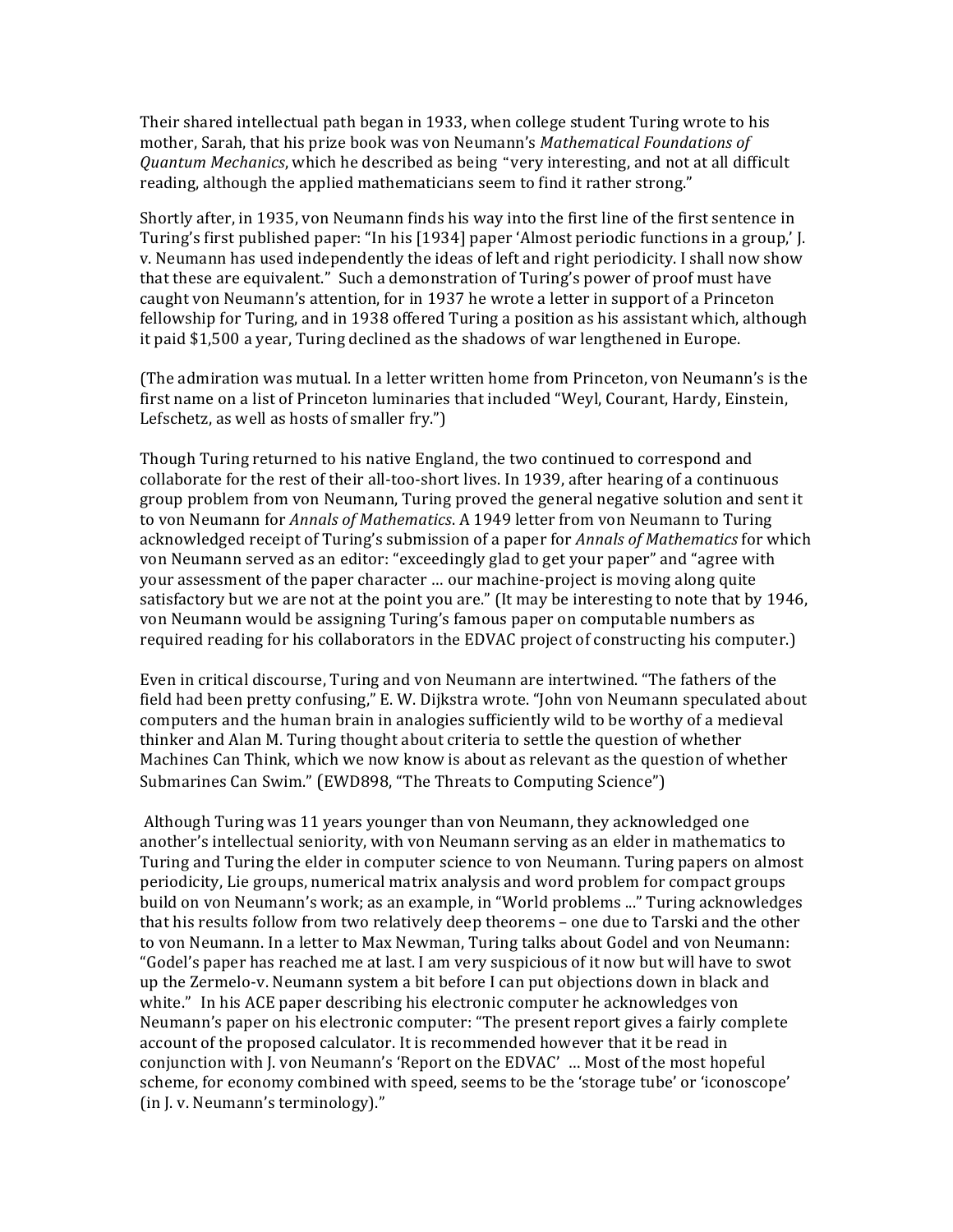Their shared intellectual path began in 1933, when college student Turing wrote to his mother, Sarah, that his prize book was von Neumann's *Mathematical Foundations of Quantum Mechanics*, which he described as being "very interesting, and not at all difficult reading, although the applied mathematicians seem to find it rather strong."

Shortly after, in 1935, von Neumann finds his way into the first line of the first sentence in Turing's first published paper: "In his [1934] paper 'Almost periodic functions in a group,' J. v. Neumann has used independently the ideas of left and right periodicity. I shall now show that these are equivalent." Such a demonstration of Turing's power of proof must have caught von Neumann's attention, for in 1937 he wrote a letter in support of a Princeton fellowship for Turing, and in 1938 offered Turing a position as his assistant which, although it paid $1,500 a year, Turing declined as the shadows of war lengthened in Europe.

(The admiration was mutual. In a letter written home from Princeton, von Neumann's is the first name on a list of Princeton luminaries that included "Weyl, Courant, Hardy, Einstein, Lefschetz, as well as hosts of smaller fry.")

Though Turing returned to his native England, the two continued to correspond and collaborate for the rest of their all-too-short lives. In 1939, after hearing of a continuous group problem from von Neumann, Turing proved the general negative solution and sent it to von Neumann for *Annals of Mathematics*. A 1949 letter from von Neumann to Turing acknowledged receipt of Turing's submission of a paper for *Annals of Mathematics* for which von Neumann served as an editor: "exceedingly glad to get your paper" and "agree with your assessment of the paper character … our machine-project is moving along quite satisfactory but we are not at the point you are." (It may be interesting to note that by 1946, von Neumann would be assigning Turing's famous paper on computable numbers as required reading for his collaborators in the EDVAC project of constructing his computer.)

Even in critical discourse, Turing and von Neumann are intertwined. "The fathers of the field had been pretty confusing," E. W. Dijkstra wrote. "John von Neumann speculated about computers and the human brain in analogies sufficiently wild to be worthy of a medieval thinker and Alan M. Turing thought about criteria to settle the question of whether Machines Can Think, which we now know is about as relevant as the question of whether Submarines Can Swim." (EWD898, "The Threats to Computing Science")

Although Turing was 11 years younger than von Neumann, they acknowledged one another's intellectual seniority, with von Neumann serving as an elder in mathematics to Turing and Turing the elder in computer science to von Neumann. Turing papers on almost periodicity, Lie groups, numerical matrix analysis and word problem for compact groups build on von Neumann's work; as an example, in "World problems ..." Turing acknowledges that his results follow from two relatively deep theorems – one due to Tarski and the other to von Neumann. In a letter to Max Newman, Turing talks about Godel and von Neumann: "Godel's paper has reached me at last. I am very suspicious of it now but will have to swot up the Zermelo-v. Neumann system a bit before I can put objections down in black and white." In his ACE paper describing his electronic computer he acknowledges von Neumann's paper on his electronic computer: "The present report gives a fairly complete account of the proposed calculator. It is recommended however that it be read in conjunction with J. von Neumann's 'Report on the EDVAC' ... Most of the most hopeful scheme, for economy combined with speed, seems to be the 'storage tube' or 'iconoscope' (in J. v. Neumann's terminology)."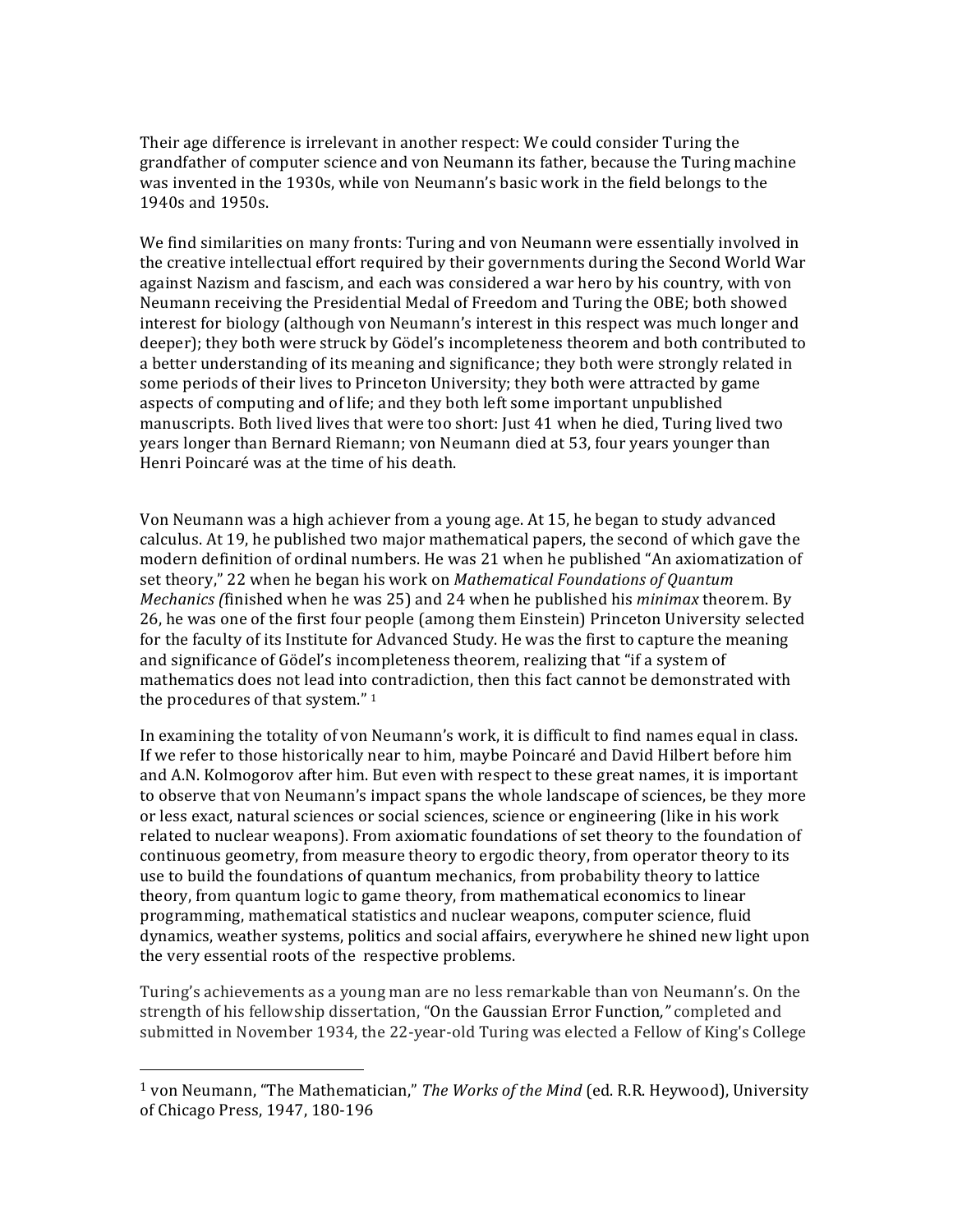Their age difference is irrelevant in another respect: We could consider Turing the grandfather of computer science and von Neumann its father, because the Turing machine was invented in the 1930s, while von Neumann's basic work in the field belongs to the 1940s and 1950s.

We find similarities on many fronts: Turing and von Neumann were essentially involved in the creative intellectual effort required by their governments during the Second World War against Nazism and fascism, and each was considered a war hero by his country, with von Neumann receiving the Presidential Medal of Freedom and Turing the OBE; both showed interest for biology (although von Neumann's interest in this respect was much longer and deeper); they both were struck by Gödel's incompleteness theorem and both contributed to a better understanding of its meaning and significance; they both were strongly related in some periods of their lives to Princeton University; they both were attracted by game aspects of computing and of life; and they both left some important unpublished manuscripts. Both lived lives that were too short: Just 41 when he died, Turing lived two years longer than Bernard Riemann; von Neumann died at 53, four years younger than Henri Poincaré was at the time of his death.

Von Neumann was a high achiever from a young age. At 15, he began to study advanced calculus. At 19, he published two major mathematical papers, the second of which gave the modern definition of ordinal numbers. He was 21 when he published "An axiomatization of set theory," 22 when he began his work on *Mathematical Foundations of Quantum Mechanics (*finished when he was 25) and 24 when he published his *minimax* theorem. By 26, he was one of the first four people (among them Einstein) Princeton University selected for the faculty of its Institute for Advanced Study. He was the first to capture the meaning and significance of Gödel's incompleteness theorem, realizing that "if a system of mathematics does not lead into contradiction, then this fact cannot be demonstrated with the procedures of that system." [1]

In examining the totality of von Neumann's work, it is difficult to find names equal in class. If we refer to those historically near to him, maybe Poincaré and David Hilbert before him and A.N. Kolmogorov after him. But even with respect to these great names, it is important to observe that von Neumann's impact spans the whole landscape of sciences, be they more or less exact, natural sciences or social sciences, science or engineering (like in his work related to nuclear weapons). From axiomatic foundations of set theory to the foundation of continuous geometry, from measure theory to ergodic theory, from operator theory to its use to build the foundations of quantum mechanics, from probability theory to lattice theory, from quantum logic to game theory, from mathematical economics to linear programming, mathematical statistics and nuclear weapons, computer science, fluid dynamics, weather systems, politics and social affairs, everywhere he shined new light upon the very essential roots of the respective problems.

Turing's achievements as a young man are no less remarkable than von Neumann's. On the strength of his fellowship dissertation, "On the Gaussian Error Function*,"* completed and submitted in November 1934, the 22-year-old Turing was elected a Fellow of King's College

---

[1] von Neumann, "The Mathematician," *The Works of the Mind* (ed. R.R. Heywood), University of Chicago Press, 1947, 180-196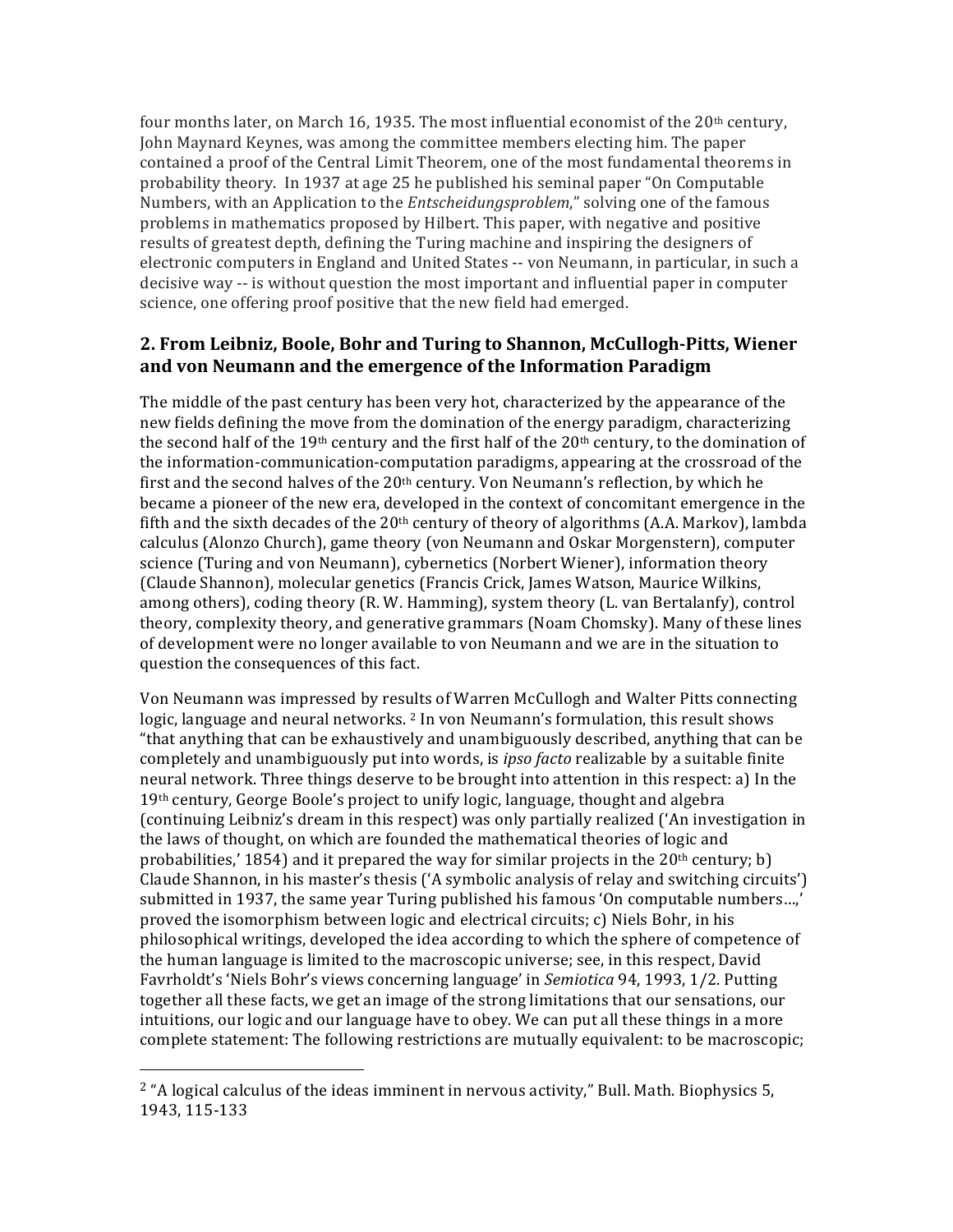four months later, on March 16, 1935. The most influential economist of the 20th century, John Maynard Keynes, was among the committee members electing him. The paper contained a proof of the Central Limit Theorem, one of the most fundamental theorems in probability theory. In 1937 at age 25 he published his seminal paper "On Computable Numbers, with an Application to the *Entscheidungsproblem*," solving one of the famous problems in mathematics proposed by Hilbert. This paper, with negative and positive results of greatest depth, defining the Turing machine and inspiring the designers of electronic computers in England and United States -- von Neumann, in particular, in such a decisive way -- is without question the most important and influential paper in computer science, one offering proof positive that the new field had emerged.

## 2. From Leibniz, Boole, Bohr and Turing to Shannon, McCullogh-Pitts, Wiener and von Neumann and the emergence of the Information Paradigm

The middle of the past century has been very hot, characterized by the appearance of the new fields defining the move from the domination of the energy paradigm, characterizing the second half of the 19th century and the first half of the 20th century, to the domination of the information-communication-computation paradigms, appearing at the crossroad of the first and the second halves of the 20th century. Von Neumann's reflection, by which he became a pioneer of the new era, developed in the context of concomitant emergence in the fifth and the sixth decades of the 20th century of theory of algorithms (A.A. Markov), lambda calculus (Alonzo Church), game theory (von Neumann and Oskar Morgenstern), computer science (Turing and von Neumann), cybernetics (Norbert Wiener), information theory (Claude Shannon), molecular genetics (Francis Crick, James Watson, Maurice Wilkins, among others), coding theory (R. W. Hamming), system theory (L. van Bertalanfy), control theory, complexity theory, and generative grammars (Noam Chomsky). Many of these lines of development were no longer available to von Neumann and we are in the situation to question the consequences of this fact.

Von Neumann was impressed by results of Warren McCullogh and Walter Pitts connecting logic, language and neural networks. [2] In von Neumann's formulation, this result shows "that anything that can be exhaustively and unambiguously described, anything that can be completely and unambiguously put into words, is *ipso facto* realizable by a suitable finite neural network. Three things deserve to be brought into attention in this respect: a) In the 19th century, George Boole's project to unify logic, language, thought and algebra (continuing Leibniz's dream in this respect) was only partially realized ('An investigation in the laws of thought, on which are founded the mathematical theories of logic and probabilities,' 1854) and it prepared the way for similar projects in the 20th century; b) Claude Shannon, in his master's thesis ('A symbolic analysis of relay and switching circuits') submitted in 1937, the same year Turing published his famous 'On computable numbers…,' proved the isomorphism between logic and electrical circuits; c) Niels Bohr, in his philosophical writings, developed the idea according to which the sphere of competence of the human language is limited to the macroscopic universe; see, in this respect, David Favrholdt's 'Niels Bohr's views concerning language' in *Semiotica* 94, 1993, 1/2. Putting together all these facts, we get an image of the strong limitations that our sensations, our intuitions, our logic and our language have to obey. We can put all these things in a more complete statement: The following restrictions are mutually equivalent: to be macroscopic;

[2] "A logical calculus of the ideas imminent in nervous activity," Bull. Math. Biophysics 5, 1943, 115-133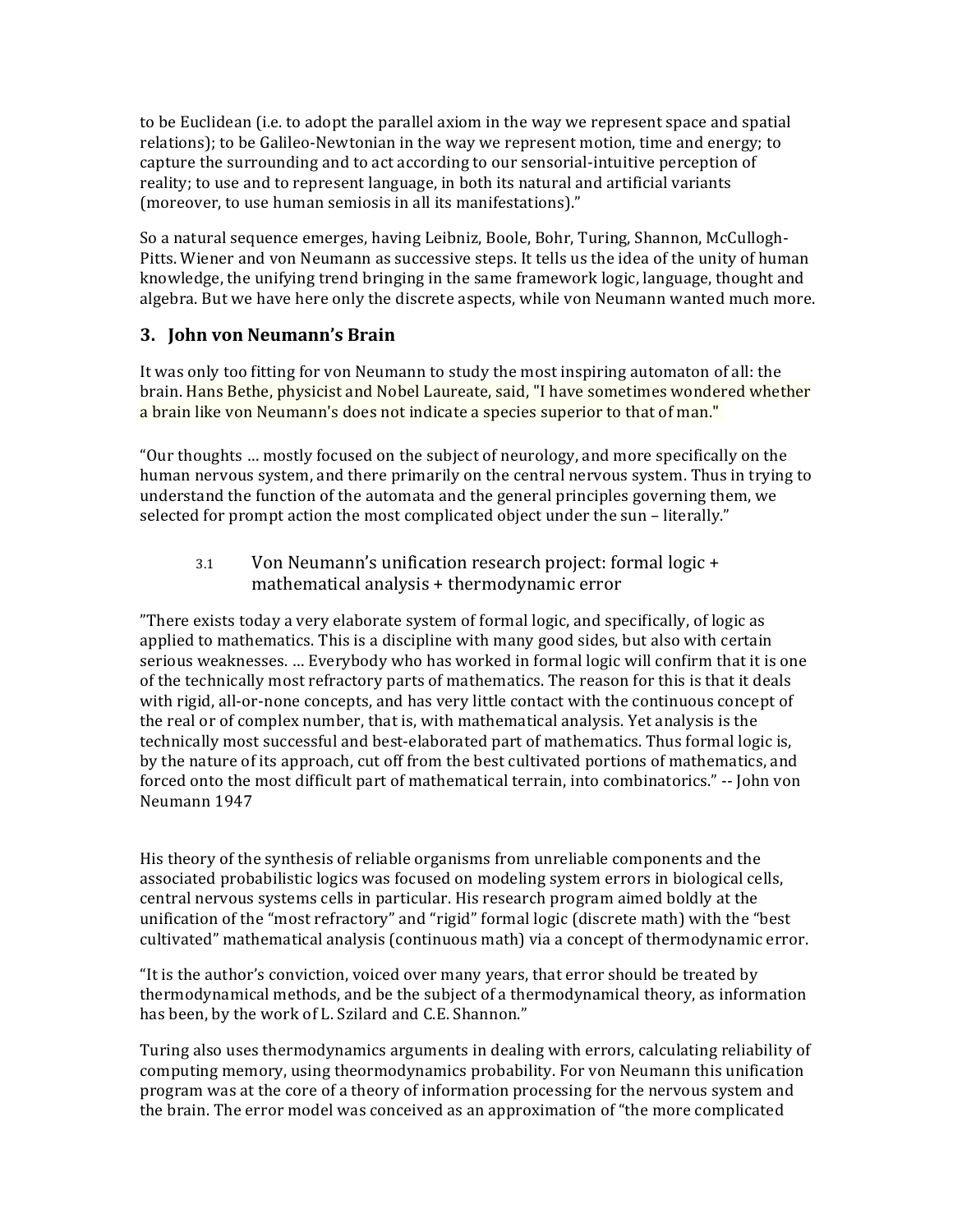to be Euclidean (i.e. to adopt the parallel axiom in the way we represent space and spatial relations); to be Galileo-Newtonian in the way we represent motion, time and energy; to capture the surrounding and to act according to our sensorial-intuitive perception of reality; to use and to represent language, in both its natural and artificial variants (moreover, to use human semiosis in all its manifestations)."

So a natural sequence emerges, having Leibniz, Boole, Bohr, Turing, Shannon, McCullogh-Pitts. Wiener and von Neumann as successive steps. It tells us the idea of the unity of human knowledge, the unifying trend bringing in the same framework logic, language, thought and algebra. But we have here only the discrete aspects, while von Neumann wanted much more.

## 3. John von Neumann's Brain

It was only too fitting for von Neumann to study the most inspiring automaton of all: the brain. Hans Bethe, physicist and Nobel Laureate, said, "I have sometimes wondered whether a brain like von Neumann's does not indicate a species superior to that of man."

"Our thoughts … mostly focused on the subject of neurology, and more specifically on the human nervous system, and there primarily on the central nervous system. Thus in trying to understand the function of the automata and the general principles governing them, we selected for prompt action the most complicated object under the sun – literally."

### 3.1 Von Neumann's unification research project: formal logic + mathematical analysis + thermodynamic error

"There exists today a very elaborate system of formal logic, and specifically, of logic as applied to mathematics. This is a discipline with many good sides, but also with certain serious weaknesses. … Everybody who has worked in formal logic will confirm that it is one of the technically most refractory parts of mathematics. The reason for this is that it deals with rigid, all-or-none concepts, and has very little contact with the continuous concept of the real or of complex number, that is, with mathematical analysis. Yet analysis is the technically most successful and best-elaborated part of mathematics. Thus formal logic is, by the nature of its approach, cut off from the best cultivated portions of mathematics, and forced onto the most difficult part of mathematical terrain, into combinatorics." -- John von Neumann 1947

His theory of the synthesis of reliable organisms from unreliable components and the associated probabilistic logics was focused on modeling system errors in biological cells, central nervous systems cells in particular. His research program aimed boldly at the unification of the "most refractory" and "rigid" formal logic (discrete math) with the "best cultivated" mathematical analysis (continuous math) via a concept of thermodynamic error.

"It is the author's conviction, voiced over many years, that error should be treated by thermodynamical methods, and be the subject of a thermodynamical theory, as information has been, by the work of L. Szilard and C.E. Shannon."

Turing also uses thermodynamics arguments in dealing with errors, calculating reliability of computing memory, using theormodynamics probability. For von Neumann this unification program was at the core of a theory of information processing for the nervous system and the brain. The error model was conceived as an approximation of "the more complicated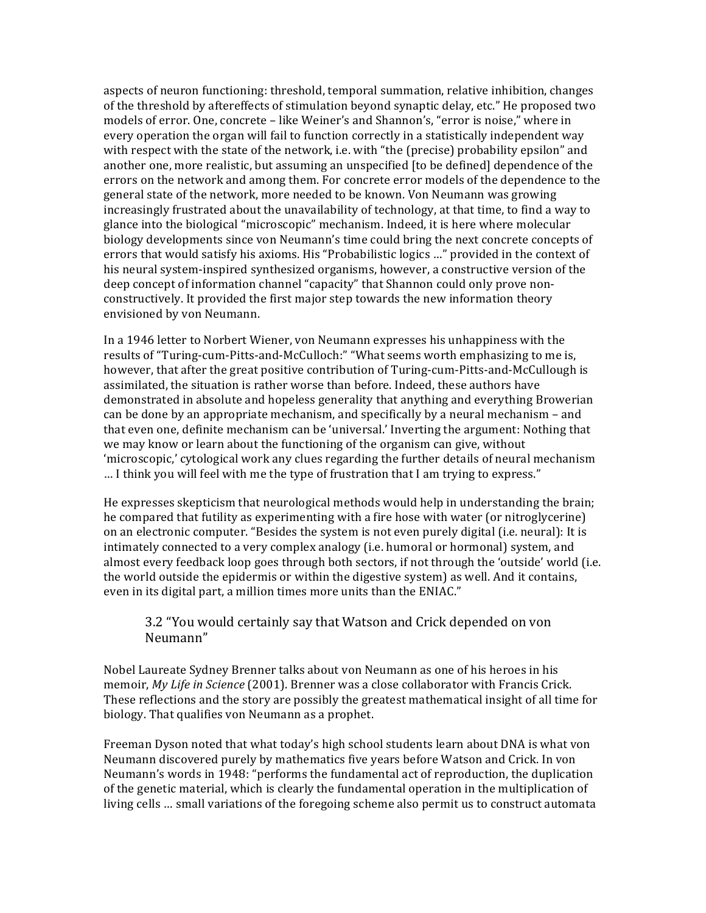aspects of neuron functioning: threshold, temporal summation, relative inhibition, changes of the threshold by aftereffects of stimulation beyond synaptic delay, etc." He proposed two models of error. One, concrete – like Weiner's and Shannon's, "error is noise," where in every operation the organ will fail to function correctly in a statistically independent way with respect with the state of the network, i.e. with "the (precise) probability epsilon" and another one, more realistic, but assuming an unspecified [to be defined] dependence of the errors on the network and among them. For concrete error models of the dependence to the general state of the network, more needed to be known. Von Neumann was growing increasingly frustrated about the unavailability of technology, at that time, to find a way to glance into the biological "microscopic" mechanism. Indeed, it is here where molecular biology developments since von Neumann's time could bring the next concrete concepts of errors that would satisfy his axioms. His "Probabilistic logics …" provided in the context of his neural system-inspired synthesized organisms, however, a constructive version of the deep concept of information channel "capacity" that Shannon could only prove non-constructively. It provided the first major step towards the new information theory envisioned by von Neumann.

In a 1946 letter to Norbert Wiener, von Neumann expresses his unhappiness with the results of "Turing-cum-Pitts-and-McCulloch:" "What seems worth emphasizing to me is, however, that after the great positive contribution of Turing-cum-Pitts-and-McCullough is assimilated, the situation is rather worse than before. Indeed, these authors have demonstrated in absolute and hopeless generality that anything and everything Browerian can be done by an appropriate mechanism, and specifically by a neural mechanism – and that even one, definite mechanism can be 'universal.' Inverting the argument: Nothing that we may know or learn about the functioning of the organism can give, without 'microscopic,' cytological work any clues regarding the further details of neural mechanism … I think you will feel with me the type of frustration that I am trying to express."

He expresses skepticism that neurological methods would help in understanding the brain; he compared that futility as experimenting with a fire hose with water (or nitroglycerine) on an electronic computer. "Besides the system is not even purely digital (i.e. neural): It is intimately connected to a very complex analogy (i.e. humoral or hormonal) system, and almost every feedback loop goes through both sectors, if not through the 'outside' world (i.e. the world outside the epidermis or within the digestive system) as well. And it contains, even in its digital part, a million times more units than the ENIAC."

### 3.2 "You would certainly say that Watson and Crick depended on von Neumann"

Nobel Laureate Sydney Brenner talks about von Neumann as one of his heroes in his memoir, *My Life in Science* (2001). Brenner was a close collaborator with Francis Crick. These reflections and the story are possibly the greatest mathematical insight of all time for biology. That qualifies von Neumann as a prophet.

Freeman Dyson noted that what today's high school students learn about DNA is what von Neumann discovered purely by mathematics five years before Watson and Crick. In von Neumann's words in 1948: "performs the fundamental act of reproduction, the duplication of the genetic material, which is clearly the fundamental operation in the multiplication of living cells … small variations of the foregoing scheme also permit us to construct automata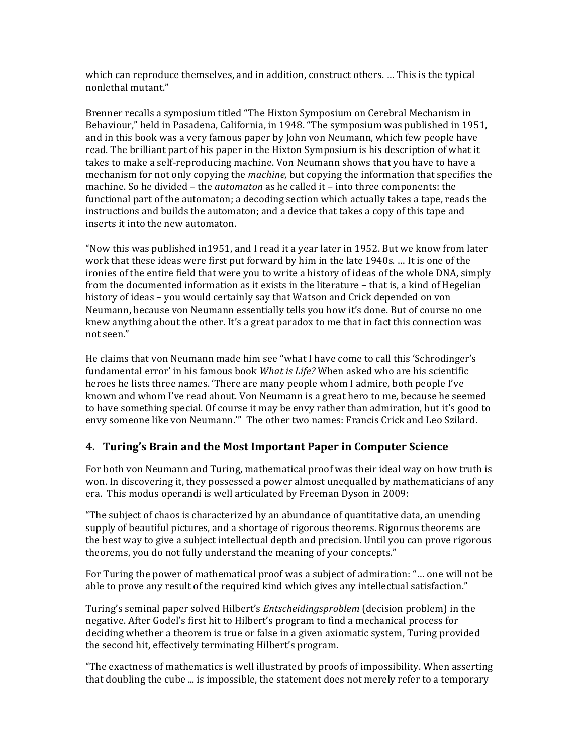which can reproduce themselves, and in addition, construct others. … This is the typical nonlethal mutant."

Brenner recalls a symposium titled "The Hixton Symposium on Cerebral Mechanism in Behaviour," held in Pasadena, California, in 1948. "The symposium was published in 1951, and in this book was a very famous paper by John von Neumann, which few people have read. The brilliant part of his paper in the Hixton Symposium is his description of what it takes to make a self-reproducing machine. Von Neumann shows that you have to have a mechanism for not only copying the *machine,* but copying the information that specifies the machine. So he divided – the *automaton* as he called it – into three components: the functional part of the automaton; a decoding section which actually takes a tape, reads the instructions and builds the automaton; and a device that takes a copy of this tape and inserts it into the new automaton.

"Now this was published in1951, and I read it a year later in 1952. But we know from later work that these ideas were first put forward by him in the late 1940s. … It is one of the ironies of the entire field that were you to write a history of ideas of the whole DNA, simply from the documented information as it exists in the literature – that is, a kind of Hegelian history of ideas – you would certainly say that Watson and Crick depended on von Neumann, because von Neumann essentially tells you how it's done. But of course no one knew anything about the other. It's a great paradox to me that in fact this connection was not seen."

He claims that von Neumann made him see "what I have come to call this 'Schrodinger's fundamental error' in his famous book *What is Life?* When asked who are his scientific heroes he lists three names. 'There are many people whom I admire, both people I've known and whom I've read about. Von Neumann is a great hero to me, because he seemed to have something special. Of course it may be envy rather than admiration, but it's good to envy someone like von Neumann.'" The other two names: Francis Crick and Leo Szilard.

## 4. Turing's Brain and the Most Important Paper in Computer Science

For both von Neumann and Turing, mathematical proof was their ideal way on how truth is won. In discovering it, they possessed a power almost unequalled by mathematicians of any era. This modus operandi is well articulated by Freeman Dyson in 2009:

"The subject of chaos is characterized by an abundance of quantitative data, an unending supply of beautiful pictures, and a shortage of rigorous theorems. Rigorous theorems are the best way to give a subject intellectual depth and precision. Until you can prove rigorous theorems, you do not fully understand the meaning of your concepts."

For Turing the power of mathematical proof was a subject of admiration: "… one will not be able to prove any result of the required kind which gives any intellectual satisfaction."

Turing's seminal paper solved Hilbert's *Entscheidingsproblem* (decision problem) in the negative. After Godel's first hit to Hilbert's program to find a mechanical process for deciding whether a theorem is true or false in a given axiomatic system, Turing provided the second hit, effectively terminating Hilbert's program.

"The exactness of mathematics is well illustrated by proofs of impossibility. When asserting that doubling the cube ... is impossible, the statement does not merely refer to a temporary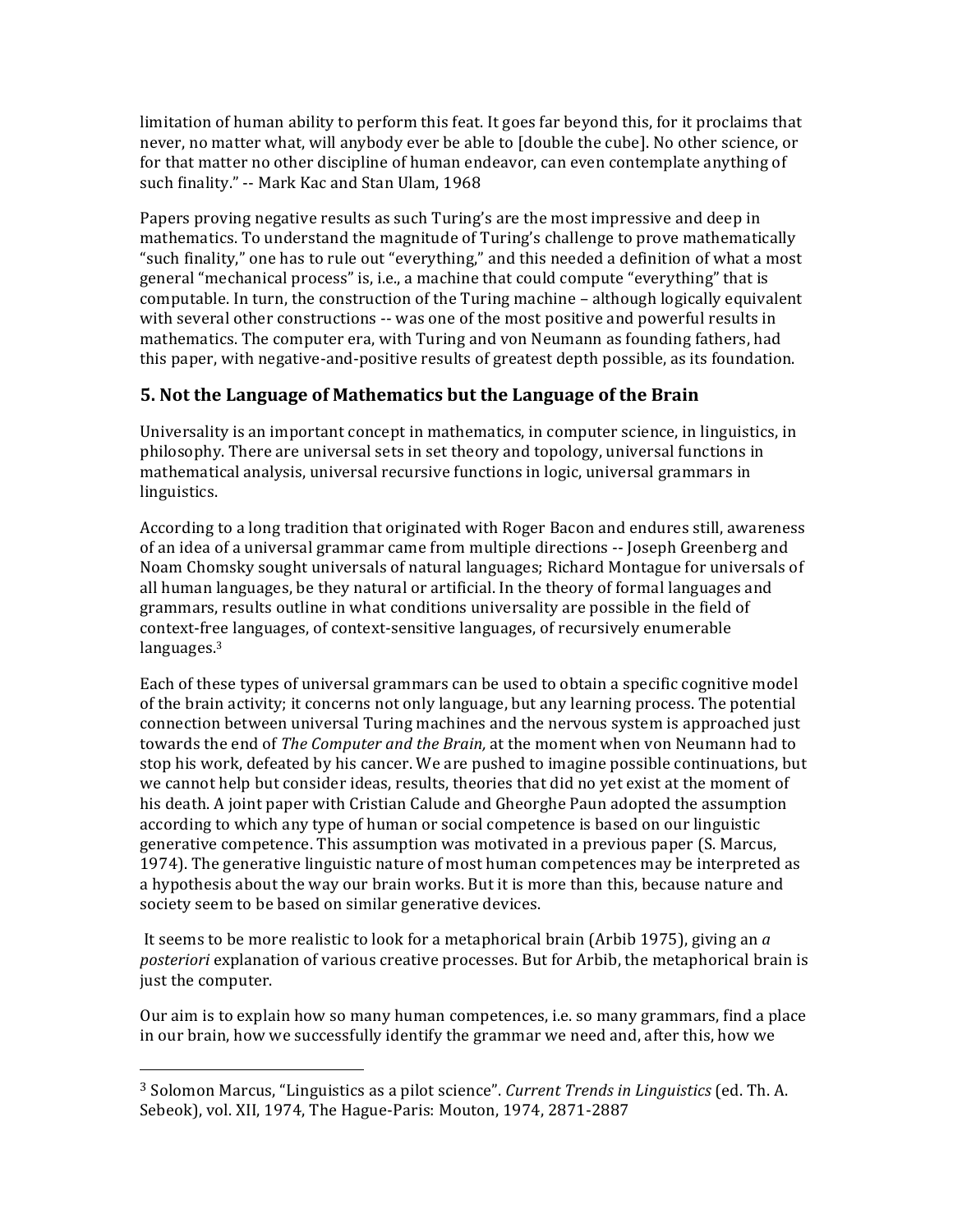limitation of human ability to perform this feat. It goes far beyond this, for it proclaims that never, no matter what, will anybody ever be able to [double the cube]. No other science, or for that matter no other discipline of human endeavor, can even contemplate anything of such finality." -- Mark Kac and Stan Ulam, 1968

Papers proving negative results as such Turing's are the most impressive and deep in mathematics. To understand the magnitude of Turing's challenge to prove mathematically "such finality," one has to rule out "everything," and this needed a definition of what a most general "mechanical process" is, i.e., a machine that could compute "everything" that is computable. In turn, the construction of the Turing machine – although logically equivalent with several other constructions -- was one of the most positive and powerful results in mathematics. The computer era, with Turing and von Neumann as founding fathers, had this paper, with negative-and-positive results of greatest depth possible, as its foundation.

## 5. Not the Language of Mathematics but the Language of the Brain

Universality is an important concept in mathematics, in computer science, in linguistics, in philosophy. There are universal sets in set theory and topology, universal functions in mathematical analysis, universal recursive functions in logic, universal grammars in linguistics.

According to a long tradition that originated with Roger Bacon and endures still, awareness of an idea of a universal grammar came from multiple directions -- Joseph Greenberg and Noam Chomsky sought universals of natural languages; Richard Montague for universals of all human languages, be they natural or artificial. In the theory of formal languages and grammars, results outline in what conditions universality are possible in the field of context-free languages, of context-sensitive languages, of recursively enumerable languages.[3]

Each of these types of universal grammars can be used to obtain a specific cognitive model of the brain activity; it concerns not only language, but any learning process. The potential connection between universal Turing machines and the nervous system is approached just towards the end of *The Computer and the Brain,* at the moment when von Neumann had to stop his work, defeated by his cancer. We are pushed to imagine possible continuations, but we cannot help but consider ideas, results, theories that did no yet exist at the moment of his death. A joint paper with Cristian Calude and Gheorghe Paun adopted the assumption according to which any type of human or social competence is based on our linguistic generative competence. This assumption was motivated in a previous paper (S. Marcus, 1974). The generative linguistic nature of most human competences may be interpreted as a hypothesis about the way our brain works. But it is more than this, because nature and society seem to be based on similar generative devices.

It seems to be more realistic to look for a metaphorical brain (Arbib 1975), giving an *a posteriori* explanation of various creative processes. But for Arbib, the metaphorical brain is just the computer.

Our aim is to explain how so many human competences, i.e. so many grammars, find a place in our brain, how we successfully identify the grammar we need and, after this, how we

---

[3] Solomon Marcus, "Linguistics as a pilot science". *Current Trends in Linguistics* (ed. Th. A. Sebeok), vol. XII, 1974, The Hague-Paris: Mouton, 1974, 2871-2887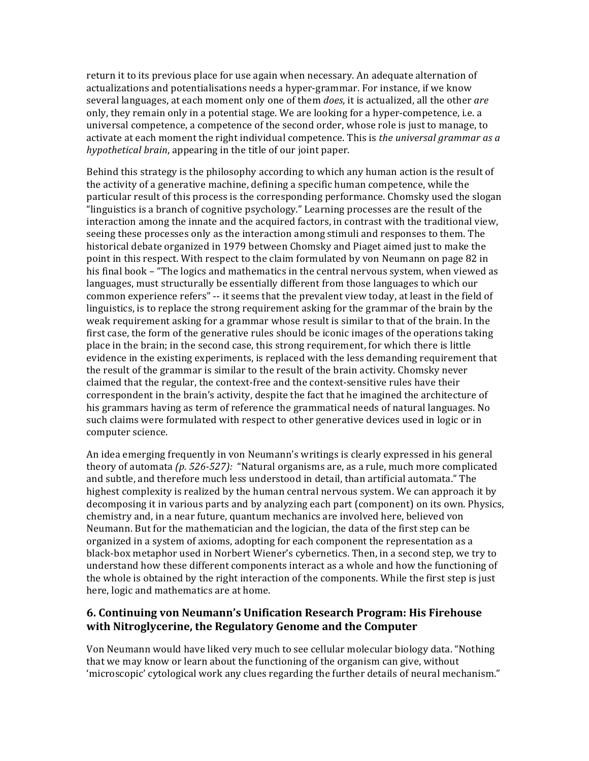return it to its previous place for use again when necessary. An adequate alternation of actualizations and potentialisations needs a hyper-grammar. For instance, if we know several languages, at each moment only one of them *does*, it is actualized, all the other *are* only, they remain only in a potential stage. We are looking for a hyper-competence, i.e. a universal competence, a competence of the second order, whose role is just to manage, to activate at each moment the right individual competence. This is *the universal grammar as a hypothetical brain*, appearing in the title of our joint paper.

Behind this strategy is the philosophy according to which any human action is the result of the activity of a generative machine, defining a specific human competence, while the particular result of this process is the corresponding performance. Chomsky used the slogan "linguistics is a branch of cognitive psychology." Learning processes are the result of the interaction among the innate and the acquired factors, in contrast with the traditional view, seeing these processes only as the interaction among stimuli and responses to them. The historical debate organized in 1979 between Chomsky and Piaget aimed just to make the point in this respect. With respect to the claim formulated by von Neumann on page 82 in his final book – "The logics and mathematics in the central nervous system, when viewed as languages, must structurally be essentially different from those languages to which our common experience refers" -- it seems that the prevalent view today, at least in the field of linguistics, is to replace the strong requirement asking for the grammar of the brain by the weak requirement asking for a grammar whose result is similar to that of the brain. In the first case, the form of the generative rules should be iconic images of the operations taking place in the brain; in the second case, this strong requirement, for which there is little evidence in the existing experiments, is replaced with the less demanding requirement that the result of the grammar is similar to the result of the brain activity. Chomsky never claimed that the regular, the context-free and the context-sensitive rules have their correspondent in the brain's activity, despite the fact that he imagined the architecture of his grammars having as term of reference the grammatical needs of natural languages. No such claims were formulated with respect to other generative devices used in logic or in computer science.

An idea emerging frequently in von Neumann's writings is clearly expressed in his general theory of automata *(p. 526-527):* "Natural organisms are, as a rule, much more complicated and subtle, and therefore much less understood in detail, than artificial automata." The highest complexity is realized by the human central nervous system. We can approach it by decomposing it in various parts and by analyzing each part (component) on its own. Physics, chemistry and, in a near future, quantum mechanics are involved here, believed von Neumann. But for the mathematician and the logician, the data of the first step can be organized in a system of axioms, adopting for each component the representation as a black-box metaphor used in Norbert Wiener's cybernetics. Then, in a second step, we try to understand how these different components interact as a whole and how the functioning of the whole is obtained by the right interaction of the components. While the first step is just here, logic and mathematics are at home.

## 6. Continuing von Neumann's Unification Research Program: His Firehouse with Nitroglycerine, the Regulatory Genome and the Computer

Von Neumann would have liked very much to see cellular molecular biology data. "Nothing that we may know or learn about the functioning of the organism can give, without 'microscopic' cytological work any clues regarding the further details of neural mechanism."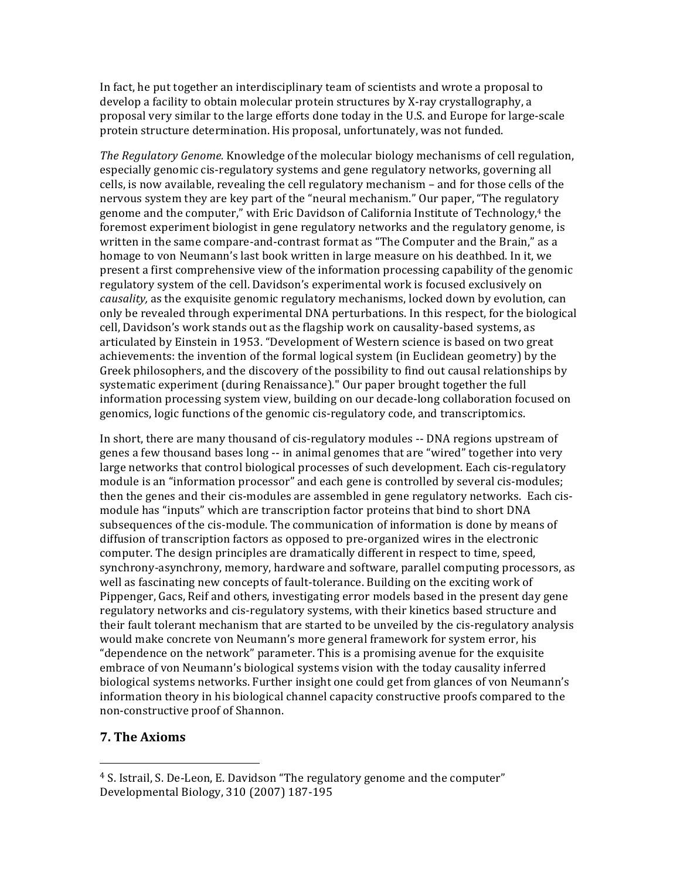In fact, he put together an interdisciplinary team of scientists and wrote a proposal to develop a facility to obtain molecular protein structures by X-ray crystallography, a proposal very similar to the large efforts done today in the U.S. and Europe for large-scale protein structure determination. His proposal, unfortunately, was not funded.

*The Regulatory Genome.* Knowledge of the molecular biology mechanisms of cell regulation, especially genomic cis-regulatory systems and gene regulatory networks, governing all cells, is now available, revealing the cell regulatory mechanism – and for those cells of the nervous system they are key part of the "neural mechanism." Our paper, "The regulatory genome and the computer," with Eric Davidson of California Institute of Technology,[4] the foremost experiment biologist in gene regulatory networks and the regulatory genome, is written in the same compare-and-contrast format as "The Computer and the Brain," as a homage to von Neumann's last book written in large measure on his deathbed. In it, we present a first comprehensive view of the information processing capability of the genomic regulatory system of the cell. Davidson's experimental work is focused exclusively on *causality,* as the exquisite genomic regulatory mechanisms, locked down by evolution, can only be revealed through experimental DNA perturbations. In this respect, for the biological cell, Davidson's work stands out as the flagship work on causality-based systems, as articulated by Einstein in 1953. "Development of Western science is based on two great achievements: the invention of the formal logical system (in Euclidean geometry) by the Greek philosophers, and the discovery of the possibility to find out causal relationships by systematic experiment (during Renaissance)." Our paper brought together the full information processing system view, building on our decade-long collaboration focused on genomics, logic functions of the genomic cis-regulatory code, and transcriptomics.

In short, there are many thousand of cis-regulatory modules -- DNA regions upstream of genes a few thousand bases long -- in animal genomes that are "wired" together into very large networks that control biological processes of such development. Each cis-regulatory module is an "information processor" and each gene is controlled by several cis-modules; then the genes and their cis-modules are assembled in gene regulatory networks. Each cis-module has "inputs" which are transcription factor proteins that bind to short DNA subsequences of the cis-module. The communication of information is done by means of diffusion of transcription factors as opposed to pre-organized wires in the electronic computer. The design principles are dramatically different in respect to time, speed, synchrony-asynchrony, memory, hardware and software, parallel computing processors, as well as fascinating new concepts of fault-tolerance. Building on the exciting work of Pippenger, Gacs, Reif and others, investigating error models based in the present day gene regulatory networks and cis-regulatory systems, with their kinetics based structure and their fault tolerant mechanism that are started to be unveiled by the cis-regulatory analysis would make concrete von Neumann's more general framework for system error, his "dependence on the network" parameter. This is a promising avenue for the exquisite embrace of von Neumann's biological systems vision with the today causality inferred biological systems networks. Further insight one could get from glances of von Neumann's information theory in his biological channel capacity constructive proofs compared to the non-constructive proof of Shannon.

## 7. The Axioms

---

[4] S. Istrail, S. De-Leon, E. Davidson "The regulatory genome and the computer" Developmental Biology, 310 (2007) 187-195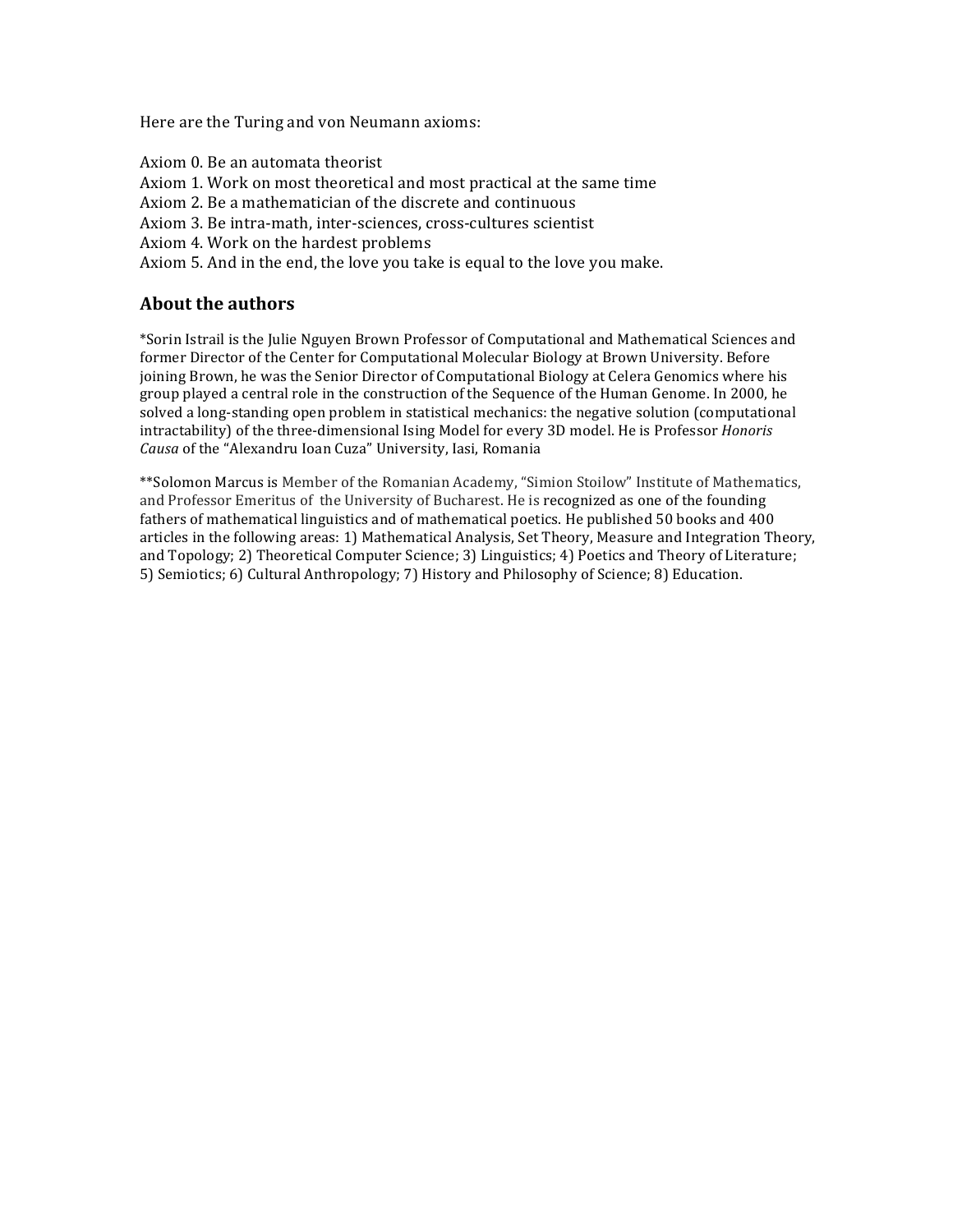Here are the Turing and von Neumann axioms:

Axiom 0. Be an automata theorist
Axiom 1. Work on most theoretical and most practical at the same time
Axiom 2. Be a mathematician of the discrete and continuous
Axiom 3. Be intra-math, inter-sciences, cross-cultures scientist
Axiom 4. Work on the hardest problems
Axiom 5. And in the end, the love you take is equal to the love you make.

## About the authors

*Sorin Istrail is the Julie Nguyen Brown Professor of Computational and Mathematical Sciences and former Director of the Center for Computational Molecular Biology at Brown University. Before joining Brown, he was the Senior Director of Computational Biology at Celera Genomics where his group played a central role in the construction of the Sequence of the Human Genome. In 2000, he solved a long-standing open problem in statistical mechanics: the negative solution (computational intractability) of the three-dimensional Ising Model for every 3D model. He is Professor *Honoris Causa* of the "Alexandru Ioan Cuza" University, Iasi, Romania

**Solomon Marcus is Member of the Romanian Academy, "Simion Stoilow" Institute of Mathematics, and Professor Emeritus of the University of Bucharest. He is recognized as one of the founding fathers of mathematical linguistics and of mathematical poetics. He published 50 books and 400 articles in the following areas: 1) Mathematical Analysis, Set Theory, Measure and Integration Theory, and Topology; 2) Theoretical Computer Science; 3) Linguistics; 4) Poetics and Theory of Literature; 5) Semiotics; 6) Cultural Anthropology; 7) History and Philosophy of Science; 8) Education.